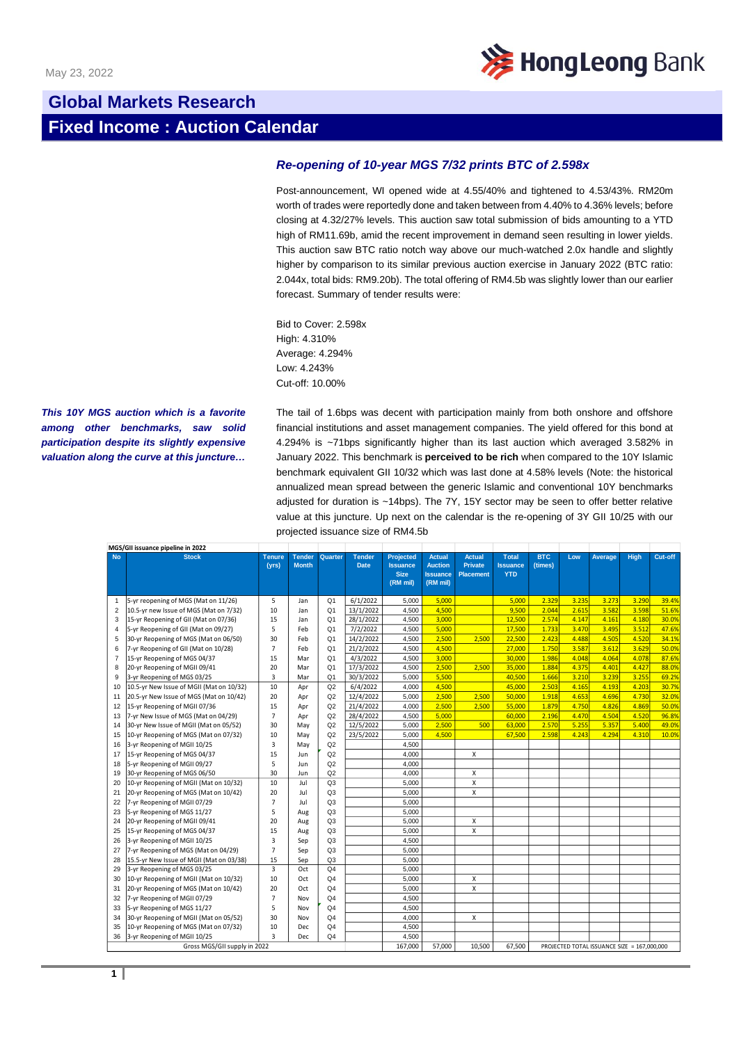May 23, 2022

# Global Markets Research

## Fixed Income : Auction Calendar

### *Re-opening of 10-year MGS 7/32 prints BTC of 2.598x*

Post-announcement, WI opened wide at 4.55/40% and tightened to 4.53/43%. RM20m worth of trades were reportedly done and taken between from 4.40% to 4.36% levels; before closing at 4.32/27% levels. This auction saw total submission of bids amounting to a YTD high of RM11.69b, amid the recent improvement in demand seen resulting in lower yields. This auction saw BTC ratio notch way above our much-watched 2.0x handle and slightly higher by comparison to its similar previous auction exercise in January 2022 (BTC ratio: 2.044x, total bids: RM9.20b). The total offering of RM4.5b was slightly lower than our earlier forecast. Summary of tender results were:

Bid to Cover: 2.598x
High: 4.310%
Average: 4.294%
Low: 4.243%
Cut-off: 10.00%

***This 10Y MGS auction which is a favorite among other benchmarks, saw solid participation despite its slightly expensive valuation along the curve at this juncture…***

The tail of 1.6bps was decent with participation mainly from both onshore and offshore financial institutions and asset management companies. The yield offered for this bond at 4.294% is ~71bps significantly higher than its last auction which averaged 3.582% in January 2022. This benchmark is **perceived to be rich** when compared to the 10Y Islamic benchmark equivalent GII 10/32 which was last done at 4.58% levels (Note: the historical annualized mean spread between the generic Islamic and conventional 10Y benchmarks adjusted for duration is ~14bps). The 7Y, 15Y sector may be seen to offer better relative value at this juncture. Up next on the calendar is the re-opening of 3Y GII 10/25 with our projected issuance size of RM4.5b

**MGS/GII issuance pipeline in 2022**

| No | Stock | Tenure (yrs) | Tender Month | Quarter | Tender Date | Projected Issuance Size (RM mil) | Actual Auction Issuance (RM mil) | Actual Private Placement | Total Issuance YTD | BTC (times) | Low | Average | High | Cut-off |
|---|---|---|---|---|---|---|---|---|---|---|---|---|---|---|
| 1 | 5-yr reopening of MGS (Mat on 11/26) | 5 | Jan | Q1 | 6/1/2022 | 5,000 | 5,000 | | 5,000 | 2.329 | 3.235 | 3.273 | 3.290 | 39.4% |
| 2 | 10.5-yr new Issue of MGS (Mat on 7/32) | 10 | Jan | Q1 | 13/1/2022 | 4,500 | 4,500 | | 9,500 | 2.044 | 2.615 | 3.582 | 3.598 | 51.6% |
| 3 | 15-yr Reopening of GII (Mat on 07/36) | 15 | Jan | Q1 | 28/1/2022 | 4,500 | 3,000 | | 12,500 | 2.574 | 4.147 | 4.161 | 4.180 | 30.0% |
| 4 | 5-yr Reopening of GII (Mat on 09/27) | 5 | Feb | Q1 | 7/2/2022 | 4,500 | 5,000 | | 17,500 | 1.733 | 3.470 | 3.495 | 3.512 | 47.6% |
| 5 | 30-yr Reopening of MGS (Mat on 06/50) | 30 | Feb | Q1 | 14/2/2022 | 4,500 | 2,500 | 2,500 | 22,500 | 2.423 | 4.488 | 4.505 | 4.520 | 34.1% |
| 6 | 7-yr Reopening of GII (Mat on 10/28) | 7 | Feb | Q1 | 21/2/2022 | 4,500 | 4,500 | | 27,000 | 1.750 | 3.587 | 3.612 | 3.629 | 50.0% |
| 7 | 15-yr Reopening of MGS 04/37 | 15 | Mar | Q1 | 4/3/2022 | 4,500 | 3,000 | | 30,000 | 1.986 | 4.048 | 4.064 | 4.078 | 87.6% |
| 8 | 20-yr Reopening of MGII 09/41 | 20 | Mar | Q1 | 17/3/2022 | 4,500 | 2,500 | 2,500 | 35,000 | 1.884 | 4.375 | 4.401 | 4.427 | 88.0% |
| 9 | 3-yr Reopening of MGS 03/25 | 3 | Mar | Q1 | 30/3/2022 | 5,000 | 5,500 | | 40,500 | 1.666 | 3.210 | 3.239 | 3.255 | 69.2% |
| 10 | 10.5-yr New Issue of MGII (Mat on 10/32) | 10 | Apr | Q2 | 6/4/2022 | 4,000 | 4,500 | | 45,000 | 2.503 | 4.165 | 4.193 | 4.203 | 30.7% |
| 11 | 20.5-yr New Issue of MGS (Mat on 10/42) | 20 | Apr | Q2 | 12/4/2022 | 5,000 | 2,500 | 2,500 | 50,000 | 1.918 | 4.653 | 4.696 | 4.730 | 32.0% |
| 12 | 15-yr Reopening of MGII 07/36 | 15 | Apr | Q2 | 21/4/2022 | 4,000 | 2,500 | 2,500 | 55,000 | 1.879 | 4.750 | 4.826 | 4.869 | 50.0% |
| 13 | 7-yr New Issue of MGS (Mat on 04/29) | 7 | Apr | Q2 | 28/4/2022 | 4,500 | 5,000 | | 60,000 | 2.196 | 4.470 | 4.504 | 4.520 | 96.8% |
| 14 | 30-yr New Issue of MGII (Mat on 05/52) | 30 | May | Q2 | 12/5/2022 | 5,000 | 2,500 | 500 | 63,000 | 2.570 | 5.255 | 5.357 | 5.400 | 49.0% |
| 15 | 10-yr Reopening of MGS (Mat on 07/32) | 10 | May | Q2 | 23/5/2022 | 5,000 | 4,500 | | 67,500 | 2.598 | 4.243 | 4.294 | 4.310 | 10.0% |
| 16 | 3-yr Reopening of MGII 10/25 | 3 | May | Q2 | | 4,500 | | | | | | | | |
| 17 | 15-yr Reopening of MGS 04/37 | 15 | Jun | Q2 | | 4,000 | | X | | | | | | |
| 18 | 5-yr Reopening of MGII 09/27 | 5 | Jun | Q2 | | 4,000 | | | | | | | | |
| 19 | 30-yr Reopening of MGS 06/50 | 30 | Jun | Q2 | | 4,000 | | X | | | | | | |
| 20 | 10-yr Reopening of MGII (Mat on 10/32) | 10 | Jul | Q3 | | 5,000 | | X | | | | | | |
| 21 | 20-yr Reopening of MGS (Mat on 10/42) | 20 | Jul | Q3 | | 5,000 | | X | | | | | | |
| 22 | 7-yr Reopening of MGII 07/29 | 7 | Jul | Q3 | | 5,000 | | | | | | | | |
| 23 | 5-yr Reopening of MGS 11/27 | 5 | Aug | Q3 | | 5,000 | | | | | | | | |
| 24 | 20-yr Reopening of MGII 09/41 | 20 | Aug | Q3 | | 5,000 | | X | | | | | | |
| 25 | 15-yr Reopening of MGS 04/37 | 15 | Aug | Q3 | | 5,000 | | X | | | | | | |
| 26 | 3-yr Reopening of MGII 10/25 | 3 | Sep | Q3 | | 4,500 | | | | | | | | |
| 27 | 7-yr Reopening of MGS (Mat on 04/29) | 7 | Sep | Q3 | | 5,000 | | | | | | | | |
| 28 | 15.5-yr New Issue of MGII (Mat on 03/38) | 15 | Sep | Q3 | | 5,000 | | | | | | | | |
| 29 | 3-yr Reopening of MGS 03/25 | 3 | Oct | Q4 | | 5,000 | | | | | | | | |
| 30 | 10-yr Reopening of MGII (Mat on 10/32) | 10 | Oct | Q4 | | 5,000 | | X | | | | | | |
| 31 | 20-yr Reopening of MGS (Mat on 10/42) | 20 | Oct | Q4 | | 5,000 | | X | | | | | | |
| 32 | 7-yr Reopening of MGII 07/29 | 7 | Nov | Q4 | | 4,500 | | | | | | | | |
| 33 | 5-yr Reopening of MGS 11/27 | 5 | Nov | Q4 | | 4,500 | | | | | | | | |
| 34 | 30-yr Reopening of MGII (Mat on 05/52) | 30 | Nov | Q4 | | 4,000 | | X | | | | | | |
| 35 | 10-yr Reopening of MGS (Mat on 07/32) | 10 | Dec | Q4 | | 4,500 | | | | | | | | |
| 36 | 3-yr Reopening of MGII 10/25 | 3 | Dec | Q4 | | 4,500 | | | | | | | | |
| | Gross MGS/GII supply in 2022 | | | | | 167,000 | 57,000 | 10,500 | 67,500 | PROJECTED TOTAL ISSUANCE SIZE = 167,000,000 | | | | |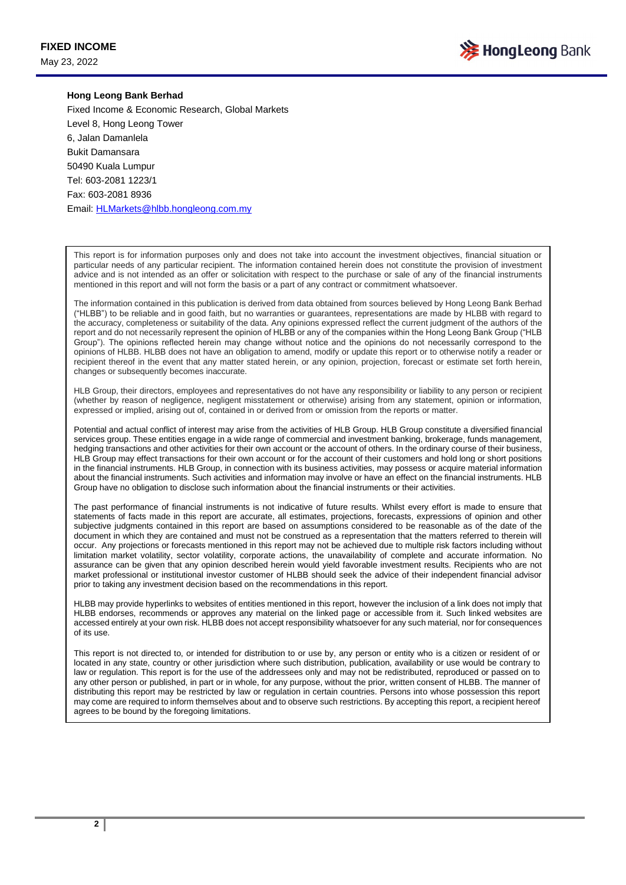**Hong Leong Bank Berhad**

Fixed Income & Economic Research, Global Markets
Level 8, Hong Leong Tower
6, Jalan Damanlela
Bukit Damansara
50490 Kuala Lumpur
Tel: 603-2081 1223/1
Fax: 603-2081 8936
Email: HLMarkets@hlbb.hongleong.com.my

This report is for information purposes only and does not take into account the investment objectives, financial situation or particular needs of any particular recipient. The information contained herein does not constitute the provision of investment advice and is not intended as an offer or solicitation with respect to the purchase or sale of any of the financial instruments mentioned in this report and will not form the basis or a part of any contract or commitment whatsoever.

The information contained in this publication is derived from data obtained from sources believed by Hong Leong Bank Berhad ("HLBB") to be reliable and in good faith, but no warranties or guarantees, representations are made by HLBB with regard to the accuracy, completeness or suitability of the data. Any opinions expressed reflect the current judgment of the authors of the report and do not necessarily represent the opinion of HLBB or any of the companies within the Hong Leong Bank Group ("HLB Group"). The opinions reflected herein may change without notice and the opinions do not necessarily correspond to the opinions of HLBB. HLBB does not have an obligation to amend, modify or update this report or to otherwise notify a reader or recipient thereof in the event that any matter stated herein, or any opinion, projection, forecast or estimate set forth herein, changes or subsequently becomes inaccurate.

HLB Group, their directors, employees and representatives do not have any responsibility or liability to any person or recipient (whether by reason of negligence, negligent misstatement or otherwise) arising from any statement, opinion or information, expressed or implied, arising out of, contained in or derived from or omission from the reports or matter.

Potential and actual conflict of interest may arise from the activities of HLB Group. HLB Group constitute a diversified financial services group. These entities engage in a wide range of commercial and investment banking, brokerage, funds management, hedging transactions and other activities for their own account or the account of others. In the ordinary course of their business, HLB Group may effect transactions for their own account or for the account of their customers and hold long or short positions in the financial instruments. HLB Group, in connection with its business activities, may possess or acquire material information about the financial instruments. Such activities and information may involve or have an effect on the financial instruments. HLB Group have no obligation to disclose such information about the financial instruments or their activities.

The past performance of financial instruments is not indicative of future results. Whilst every effort is made to ensure that statements of facts made in this report are accurate, all estimates, projections, forecasts, expressions of opinion and other subjective judgments contained in this report are based on assumptions considered to be reasonable as of the date of the document in which they are contained and must not be construed as a representation that the matters referred to therein will occur. Any projections or forecasts mentioned in this report may not be achieved due to multiple risk factors including without limitation market volatility, sector volatility, corporate actions, the unavailability of complete and accurate information. No assurance can be given that any opinion described herein would yield favorable investment results. Recipients who are not market professional or institutional investor customer of HLBB should seek the advice of their independent financial advisor prior to taking any investment decision based on the recommendations in this report.

HLBB may provide hyperlinks to websites of entities mentioned in this report, however the inclusion of a link does not imply that HLBB endorses, recommends or approves any material on the linked page or accessible from it. Such linked websites are accessed entirely at your own risk. HLBB does not accept responsibility whatsoever for any such material, nor for consequences of its use.

This report is not directed to, or intended for distribution to or use by, any person or entity who is a citizen or resident of or located in any state, country or other jurisdiction where such distribution, publication, availability or use would be contrary to law or regulation. This report is for the use of the addressees only and may not be redistributed, reproduced or passed on to any other person or published, in part or in whole, for any purpose, without the prior, written consent of HLBB. The manner of distributing this report may be restricted by law or regulation in certain countries. Persons into whose possession this report may come are required to inform themselves about and to observe such restrictions. By accepting this report, a recipient hereof agrees to be bound by the foregoing limitations.